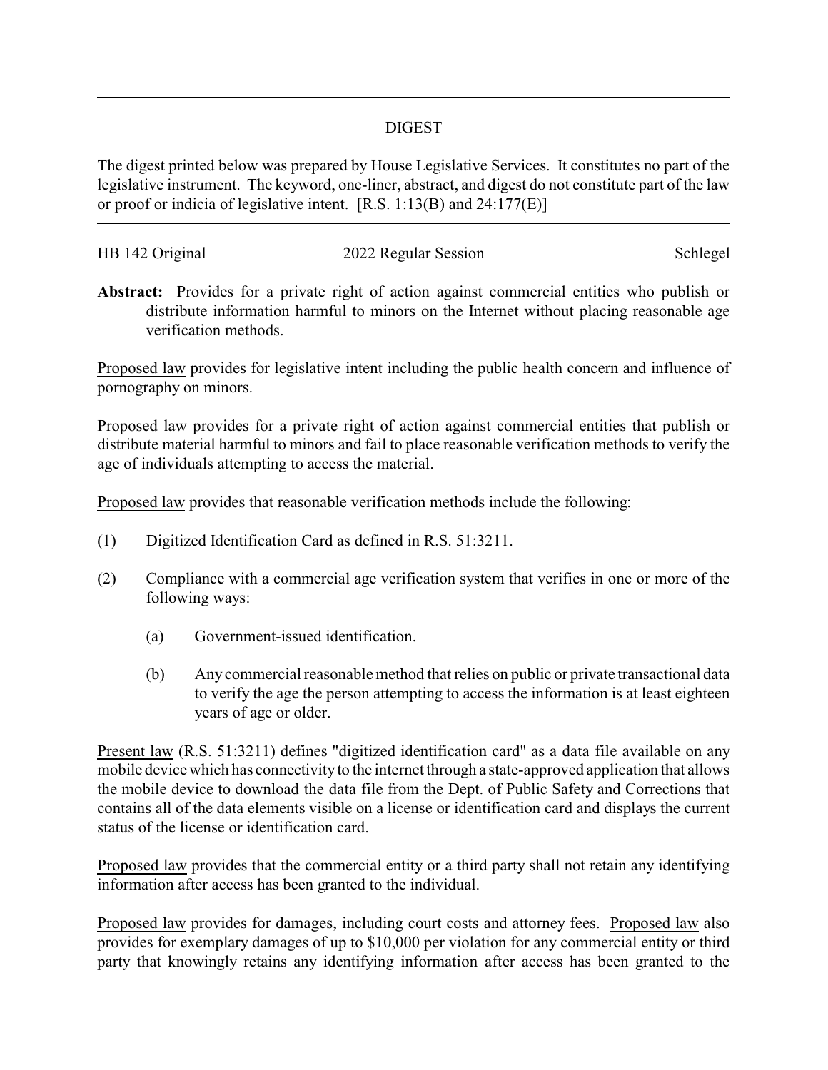# DIGEST

The digest printed below was prepared by House Legislative Services. It constitutes no part of the legislative instrument. The keyword, one-liner, abstract, and digest do not constitute part of the law or proof or indicia of legislative intent. [R.S. 1:13(B) and 24:177(E)]

---

HB 142 Original　　　　　　　2022 Regular Session　　　　　　　Schlegel

**Abstract:** Provides for a private right of action against commercial entities who publish or distribute information harmful to minors on the Internet without placing reasonable age verification methods.

Proposed law provides for legislative intent including the public health concern and influence of pornography on minors.

Proposed law provides for a private right of action against commercial entities that publish or distribute material harmful to minors and fail to place reasonable verification methods to verify the age of individuals attempting to access the material.

Proposed law provides that reasonable verification methods include the following:

(1) Digitized Identification Card as defined in R.S. 51:3211.

(2) Compliance with a commercial age verification system that verifies in one or more of the following ways:

  (a) Government-issued identification.

  (b) Any commercial reasonable method that relies on public or private transactional data to verify the age the person attempting to access the information is at least eighteen years of age or older.

Present law (R.S. 51:3211) defines "digitized identification card" as a data file available on any mobile device which has connectivity to the internet through a state-approved application that allows the mobile device to download the data file from the Dept. of Public Safety and Corrections that contains all of the data elements visible on a license or identification card and displays the current status of the license or identification card.

Proposed law provides that the commercial entity or a third party shall not retain any identifying information after access has been granted to the individual.

Proposed law provides for damages, including court costs and attorney fees. Proposed law also provides for exemplary damages of up to $10,000 per violation for any commercial entity or third party that knowingly retains any identifying information after access has been granted to the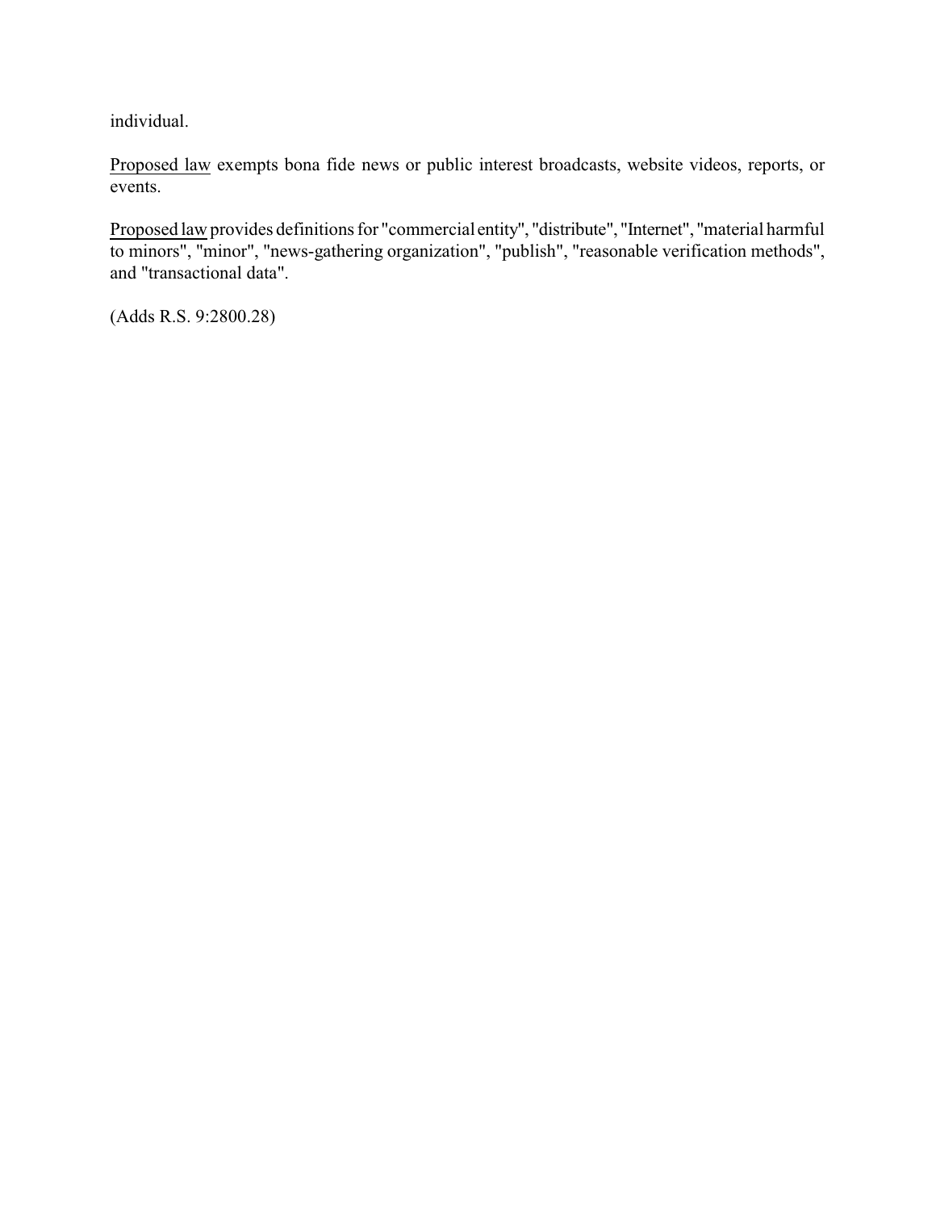individual.

Proposed law exempts bona fide news or public interest broadcasts, website videos, reports, or events.

Proposed law provides definitions for "commercial entity", "distribute", "Internet", "material harmful to minors", "minor", "news-gathering organization", "publish", "reasonable verification methods", and "transactional data".

(Adds R.S. 9:2800.28)